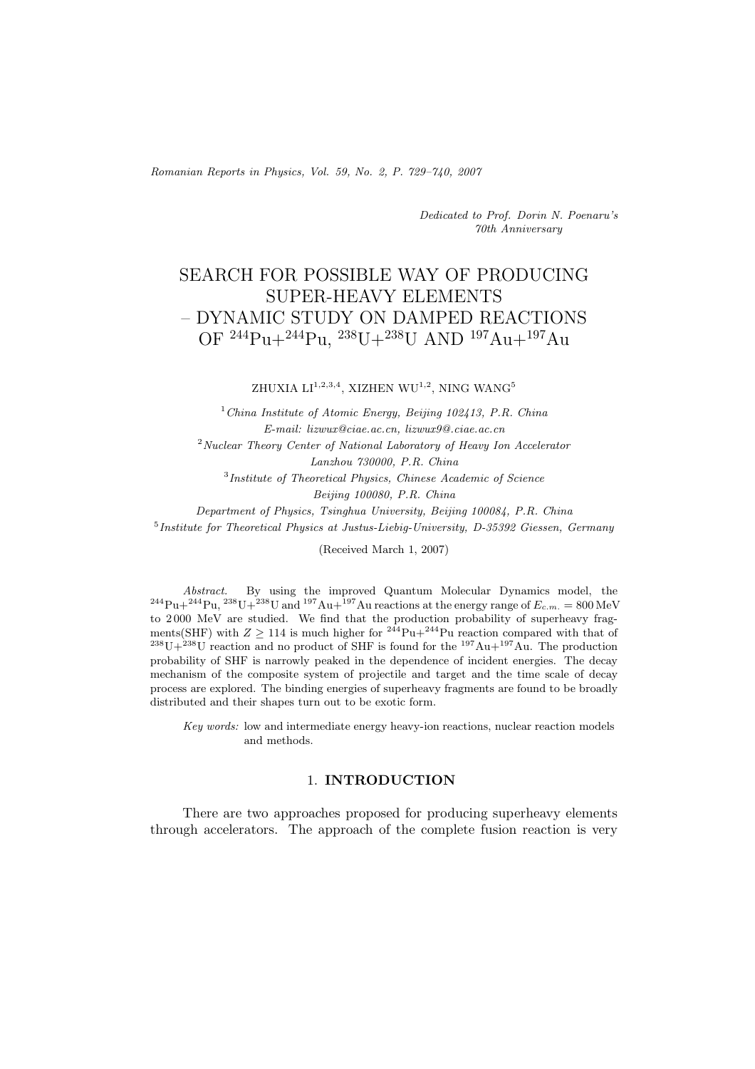*Dedicated to Prof. Dorin N. Poenaru's 70th Anniversary*

# SEARCH FOR POSSIBLE WAY OF PRODUCING SUPER-HEAVY ELEMENTS – DYNAMIC STUDY ON DAMPED REACTIONS OF $^{244}$Pu+$^{244}$Pu, $^{238}$U+$^{238}$U AND $^{197}$Au+$^{197}$Au

ZHUXIA LI[1,2,3,4], XIZHEN WU[1,2], NING WANG[5]

[1] *China Institute of Atomic Energy, Beijing 102413, P.R. China*
*E-mail: lizwux@ciae.ac.cn, lizwux9@.ciae.ac.cn*
[2] *Nuclear Theory Center of National Laboratory of Heavy Ion Accelerator Lanzhou 730000, P.R. China*
[3] *Institute of Theoretical Physics, Chinese Academic of Science Beijing 100080, P.R. China*
*Department of Physics, Tsinghua University, Beijing 100084, P.R. China*
[5] *Institute for Theoretical Physics at Justus-Liebig-University, D-35392 Giessen, Germany*

(Received March 1, 2007)

*Abstract.* By using the improved Quantum Molecular Dynamics model, the $^{244}$Pu+$^{244}$Pu, $^{238}$U+$^{238}$U and $^{197}$Au+$^{197}$Au reactions at the energy range of $E_{c.m.} = 800$ MeV to 2 000 MeV are studied. We find that the production probability of superheavy fragments(SHF) with $Z \geq 114$ is much higher for $^{244}$Pu+$^{244}$Pu reaction compared with that of $^{238}$U+$^{238}$U reaction and no product of SHF is found for the $^{197}$Au+$^{197}$Au. The production probability of SHF is narrowly peaked in the dependence of incident energies. The decay mechanism of the composite system of projectile and target and the time scale of decay process are explored. The binding energies of superheavy fragments are found to be broadly distributed and their shapes turn out to be exotic form.

*Key words:* low and intermediate energy heavy-ion reactions, nuclear reaction models and methods.

## 1. INTRODUCTION

There are two approaches proposed for producing superheavy elements through accelerators. The approach of the complete fusion reaction is very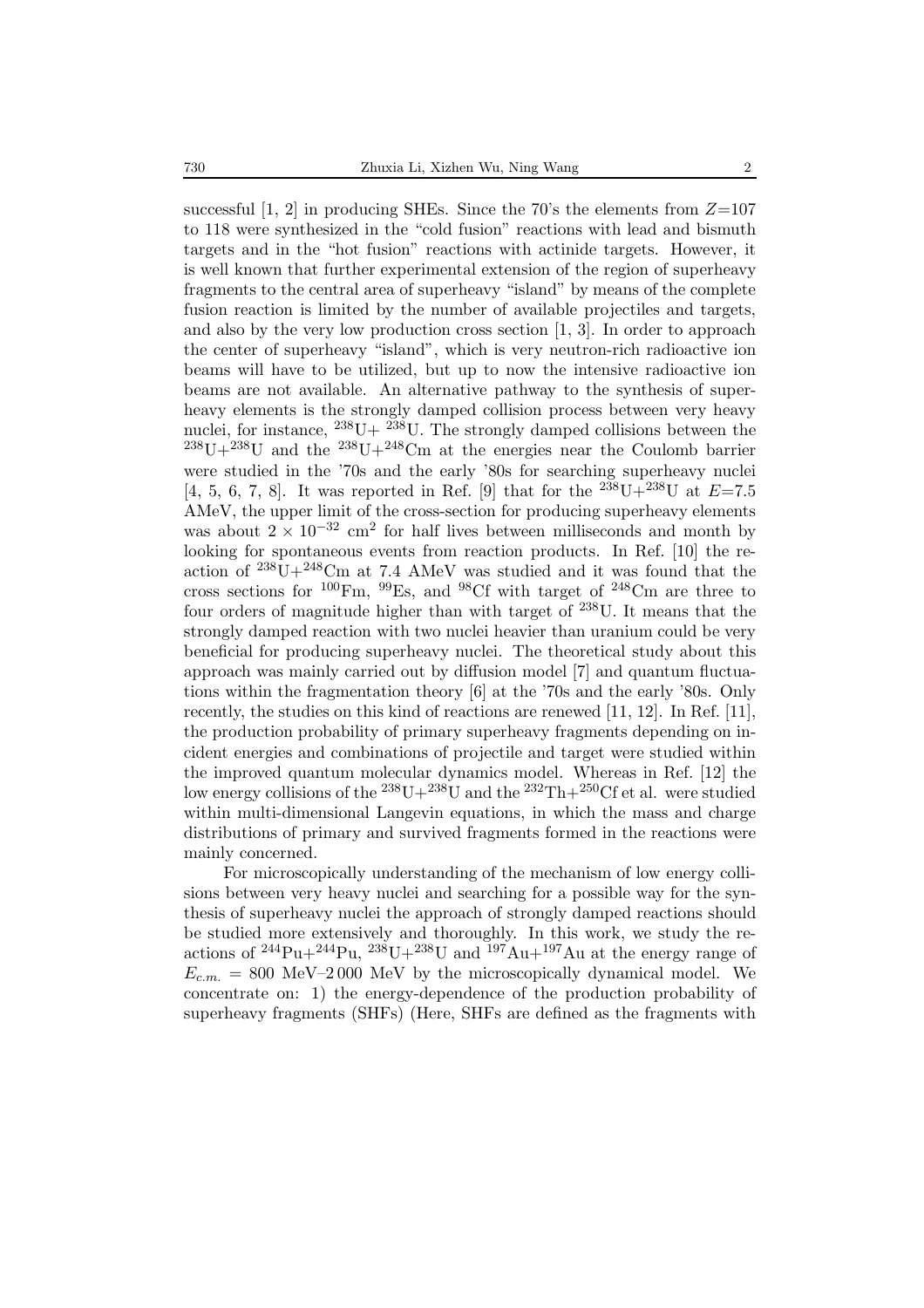successful [1, 2] in producing SHEs. Since the 70's the elements from $Z$=107 to 118 were synthesized in the "cold fusion" reactions with lead and bismuth targets and in the "hot fusion" reactions with actinide targets. However, it is well known that further experimental extension of the region of superheavy fragments to the central area of superheavy "island" by means of the complete fusion reaction is limited by the number of available projectiles and targets, and also by the very low production cross section [1, 3]. In order to approach the center of superheavy "island", which is very neutron-rich radioactive ion beams will have to be utilized, but up to now the intensive radioactive ion beams are not available. An alternative pathway to the synthesis of superheavy elements is the strongly damped collision process between very heavy nuclei, for instance, $^{238}$U+ $^{238}$U. The strongly damped collisions between the $^{238}$U+$^{238}$U and the $^{238}$U+$^{248}$Cm at the energies near the Coulomb barrier were studied in the '70s and the early '80s for searching superheavy nuclei [4, 5, 6, 7, 8]. It was reported in Ref. [9] that for the $^{238}$U+$^{238}$U at $E$=7.5 AMeV, the upper limit of the cross-section for producing superheavy elements was about $2 \times 10^{-32}$ cm$^2$ for half lives between milliseconds and month by looking for spontaneous events from reaction products. In Ref. [10] the reaction of $^{238}$U+$^{248}$Cm at 7.4 AMeV was studied and it was found that the cross sections for $^{100}$Fm, $^{99}$Es, and $^{98}$Cf with target of $^{248}$Cm are three to four orders of magnitude higher than with target of $^{238}$U. It means that the strongly damped reaction with two nuclei heavier than uranium could be very beneficial for producing superheavy nuclei. The theoretical study about this approach was mainly carried out by diffusion model [7] and quantum fluctuations within the fragmentation theory [6] at the '70s and the early '80s. Only recently, the studies on this kind of reactions are renewed [11, 12]. In Ref. [11], the production probability of primary superheavy fragments depending on incident energies and combinations of projectile and target were studied within the improved quantum molecular dynamics model. Whereas in Ref. [12] the low energy collisions of the $^{238}$U+$^{238}$U and the $^{232}$Th+$^{250}$Cf et al. were studied within multi-dimensional Langevin equations, in which the mass and charge distributions of primary and survived fragments formed in the reactions were mainly concerned.

For microscopically understanding of the mechanism of low energy collisions between very heavy nuclei and searching for a possible way for the synthesis of superheavy nuclei the approach of strongly damped reactions should be studied more extensively and thoroughly. In this work, we study the reactions of $^{244}$Pu+$^{244}$Pu, $^{238}$U+$^{238}$U and $^{197}$Au+$^{197}$Au at the energy range of $E_{c.m.}$ = 800 MeV–2 000 MeV by the microscopically dynamical model. We concentrate on: 1) the energy-dependence of the production probability of superheavy fragments (SHFs) (Here, SHFs are defined as the fragments with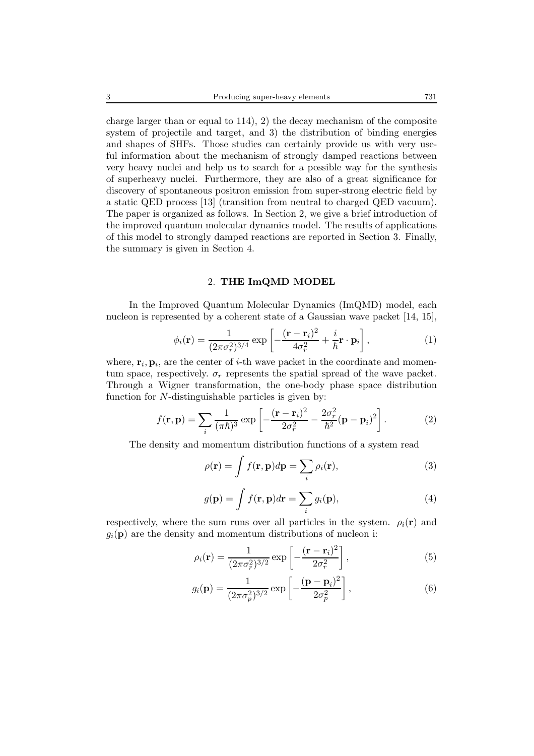charge larger than or equal to 114), 2) the decay mechanism of the composite system of projectile and target, and 3) the distribution of binding energies and shapes of SHFs. Those studies can certainly provide us with very useful information about the mechanism of strongly damped reactions between very heavy nuclei and help us to search for a possible way for the synthesis of superheavy nuclei. Furthermore, they are also of a great significance for discovery of spontaneous positron emission from super-strong electric field by a static QED process [13] (transition from neutral to charged QED vacuum). The paper is organized as follows. In Section 2, we give a brief introduction of the improved quantum molecular dynamics model. The results of applications of this model to strongly damped reactions are reported in Section 3. Finally, the summary is given in Section 4.

## 2. THE ImQMD MODEL

In the Improved Quantum Molecular Dynamics (ImQMD) model, each nucleon is represented by a coherent state of a Gaussian wave packet [14, 15],

$$\phi_i(\mathbf{r}) = \frac{1}{(2\pi\sigma_r^2)^{3/4}} \exp\left[-\frac{(\mathbf{r}-\mathbf{r}_i)^2}{4\sigma_r^2} + \frac{i}{\hbar}\mathbf{r}\cdot\mathbf{p}_i\right], \tag{1}$$

where, $\mathbf{r}_i, \mathbf{p}_i$, are the center of $i$-th wave packet in the coordinate and momentum space, respectively. $\sigma_r$ represents the spatial spread of the wave packet. Through a Wigner transformation, the one-body phase space distribution function for $N$-distinguishable particles is given by:

$$f(\mathbf{r}, \mathbf{p}) = \sum_i \frac{1}{(\pi\hbar)^3} \exp\left[-\frac{(\mathbf{r}-\mathbf{r}_i)^2}{2\sigma_r^2} - \frac{2\sigma_r^2}{\hbar^2}(\mathbf{p}-\mathbf{p}_i)^2\right]. \tag{2}$$

The density and momentum distribution functions of a system read

$$\rho(\mathbf{r}) = \int f(\mathbf{r}, \mathbf{p}) d\mathbf{p} = \sum_i \rho_i(\mathbf{r}), \tag{3}$$

$$g(\mathbf{p}) = \int f(\mathbf{r}, \mathbf{p}) d\mathbf{r} = \sum_i g_i(\mathbf{p}), \tag{4}$$

respectively, where the sum runs over all particles in the system. $\rho_i(\mathbf{r})$ and $g_i(\mathbf{p})$ are the density and momentum distributions of nucleon i:

$$\rho_i(\mathbf{r}) = \frac{1}{(2\pi\sigma_r^2)^{3/2}} \exp\left[-\frac{(\mathbf{r}-\mathbf{r}_i)^2}{2\sigma_r^2}\right], \tag{5}$$

$$g_i(\mathbf{p}) = \frac{1}{(2\pi\sigma_p^2)^{3/2}} \exp\left[-\frac{(\mathbf{p}-\mathbf{p}_i)^2}{2\sigma_p^2}\right], \tag{6}$$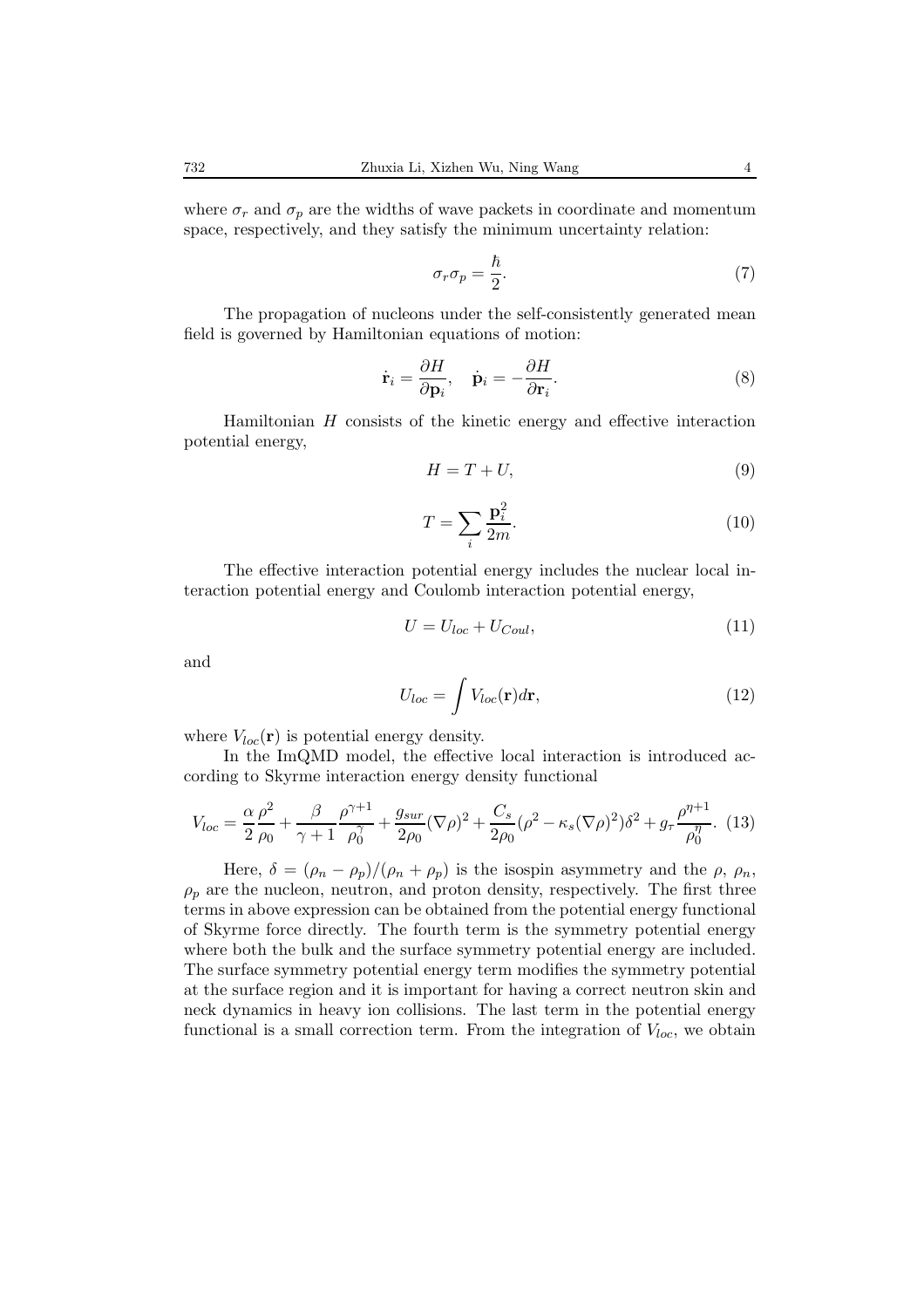where $\sigma_r$ and $\sigma_p$ are the widths of wave packets in coordinate and momentum space, respectively, and they satisfy the minimum uncertainty relation:

$$\sigma_r \sigma_p = \frac{\hbar}{2}. \tag{7}$$

The propagation of nucleons under the self-consistently generated mean field is governed by Hamiltonian equations of motion:

$$\dot{\mathbf{r}}_i = \frac{\partial H}{\partial \mathbf{p}_i}, \quad \dot{\mathbf{p}}_i = -\frac{\partial H}{\partial \mathbf{r}_i}. \tag{8}$$

Hamiltonian $H$ consists of the kinetic energy and effective interaction potential energy,

$$H = T + U, \tag{9}$$

$$T = \sum_i \frac{\mathbf{p}_i^2}{2m}. \tag{10}$$

The effective interaction potential energy includes the nuclear local interaction potential energy and Coulomb interaction potential energy,

$$U = U_{loc} + U_{Coul}, \tag{11}$$

and

$$U_{loc} = \int V_{loc}(\mathbf{r}) d\mathbf{r}, \tag{12}$$

where $V_{loc}(\mathbf{r})$ is potential energy density.

In the ImQMD model, the effective local interaction is introduced according to Skyrme interaction energy density functional

$$V_{loc} = \frac{\alpha}{2}\frac{\rho^2}{\rho_0} + \frac{\beta}{\gamma+1}\frac{\rho^{\gamma+1}}{\rho_0^{\gamma}} + \frac{g_{sur}}{2\rho_0}(\nabla\rho)^2 + \frac{C_s}{2\rho_0}(\rho^2 - \kappa_s(\nabla\rho)^2)\delta^2 + g_\tau \frac{\rho^{\eta+1}}{\rho_0^{\eta}}. \tag{13}$$

Here, $\delta = (\rho_n - \rho_p)/(\rho_n + \rho_p)$ is the isospin asymmetry and the $\rho$, $\rho_n$, $\rho_p$ are the nucleon, neutron, and proton density, respectively. The first three terms in above expression can be obtained from the potential energy functional of Skyrme force directly. The fourth term is the symmetry potential energy where both the bulk and the surface symmetry potential energy are included. The surface symmetry potential energy term modifies the symmetry potential at the surface region and it is important for having a correct neutron skin and neck dynamics in heavy ion collisions. The last term in the potential energy functional is a small correction term. From the integration of $V_{loc}$, we obtain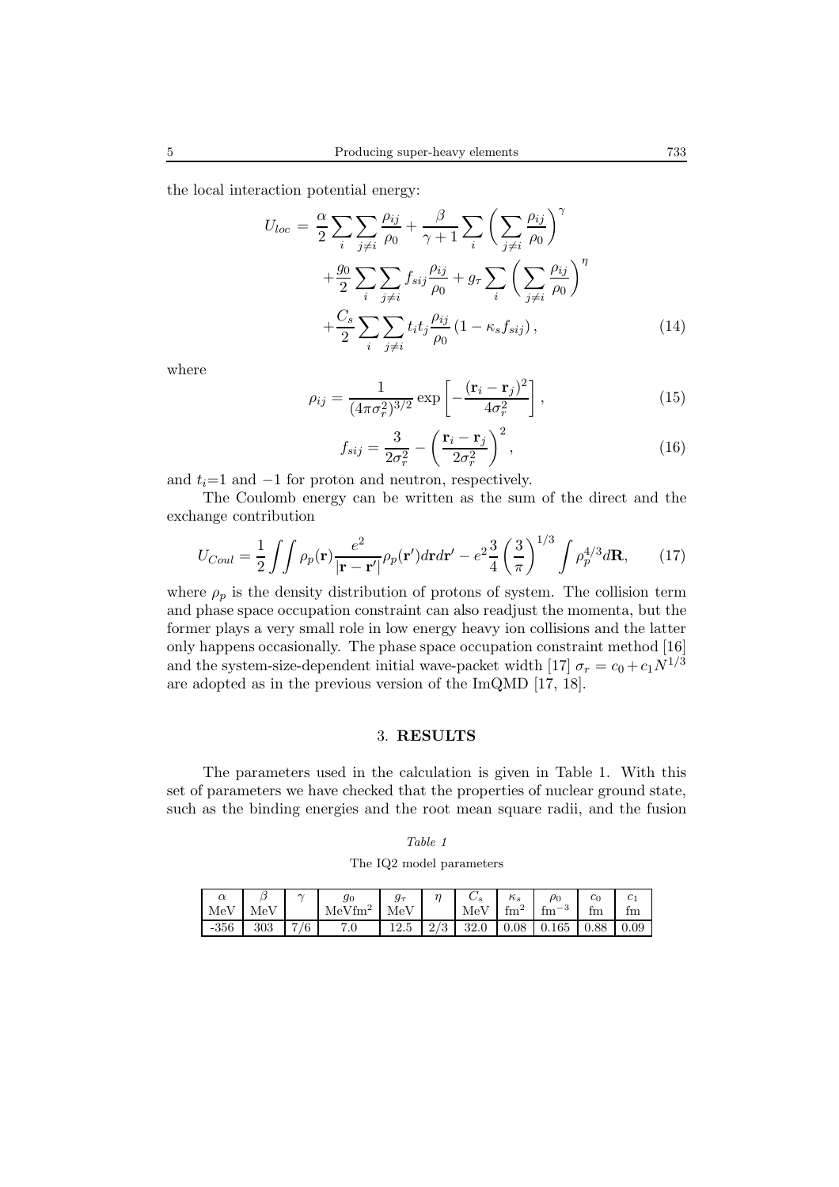the local interaction potential energy:

$$
\begin{aligned}
U_{loc} = & \frac{\alpha}{2} \sum_{i} \sum_{j \neq i} \frac{\rho_{ij}}{\rho_0} + \frac{\beta}{\gamma+1} \sum_{i} \left( \sum_{j \neq i} \frac{\rho_{ij}}{\rho_0} \right)^{\gamma} \\
& + \frac{g_0}{2} \sum_{i} \sum_{j \neq i} f_{sij} \frac{\rho_{ij}}{\rho_0} + g_{\tau} \sum_{i} \left( \sum_{j \neq i} \frac{\rho_{ij}}{\rho_0} \right)^{\eta} \\
& + \frac{C_s}{2} \sum_{i} \sum_{j \neq i} t_i t_j \frac{\rho_{ij}}{\rho_0} \left(1 - \kappa_s f_{sij}\right),
\end{aligned} \tag{14}
$$

where

$$
\rho_{ij} = \frac{1}{(4\pi\sigma_r^2)^{3/2}} \exp\left[ -\frac{(\mathbf{r}_i - \mathbf{r}_j)^2}{4\sigma_r^2} \right], \tag{15}
$$

$$
f_{sij} = \frac{3}{2\sigma_r^2} - \left( \frac{\mathbf{r}_i - \mathbf{r}_j}{2\sigma_r^2} \right)^2, \tag{16}
$$

and $t_i$=1 and $-1$ for proton and neutron, respectively.

The Coulomb energy can be written as the sum of the direct and the exchange contribution

$$
U_{Coul} = \frac{1}{2} \int\int \rho_p(\mathbf{r}) \frac{e^2}{|\mathbf{r} - \mathbf{r}'|} \rho_p(\mathbf{r}') d\mathbf{r} d\mathbf{r}' - e^2 \frac{3}{4} \left( \frac{3}{\pi} \right)^{1/3} \int \rho_p^{4/3} d\mathbf{R}, \tag{17}
$$

where $\rho_p$ is the density distribution of protons of system. The collision term and phase space occupation constraint can also readjust the momenta, but the former plays a very small role in low energy heavy ion collisions and the latter only happens occasionally. The phase space occupation constraint method [16] and the system-size-dependent initial wave-packet width [17] $\sigma_r = c_0 + c_1 N^{1/3}$ are adopted as in the previous version of the ImQMD [17, 18].

## 3. RESULTS

The parameters used in the calculation is given in Table 1. With this set of parameters we have checked that the properties of nuclear ground state, such as the binding energies and the root mean square radii, and the fusion

*Table 1*

The IQ2 model parameters

| $\alpha$ MeV | $\beta$ MeV | $\gamma$ | $g_0$ MeVfm$^2$ | $g_\tau$ MeV | $\eta$ | $C_s$ MeV | $\kappa_s$ fm$^2$ | $\rho_0$ fm$^{-3}$ | $c_0$ fm | $c_1$ fm |
|---|---|---|---|---|---|---|---|---|---|---|
| -356 | 303 | 7/6 | 7.0 | 12.5 | 2/3 | 32.0 | 0.08 | 0.165 | 0.88 | 0.09 |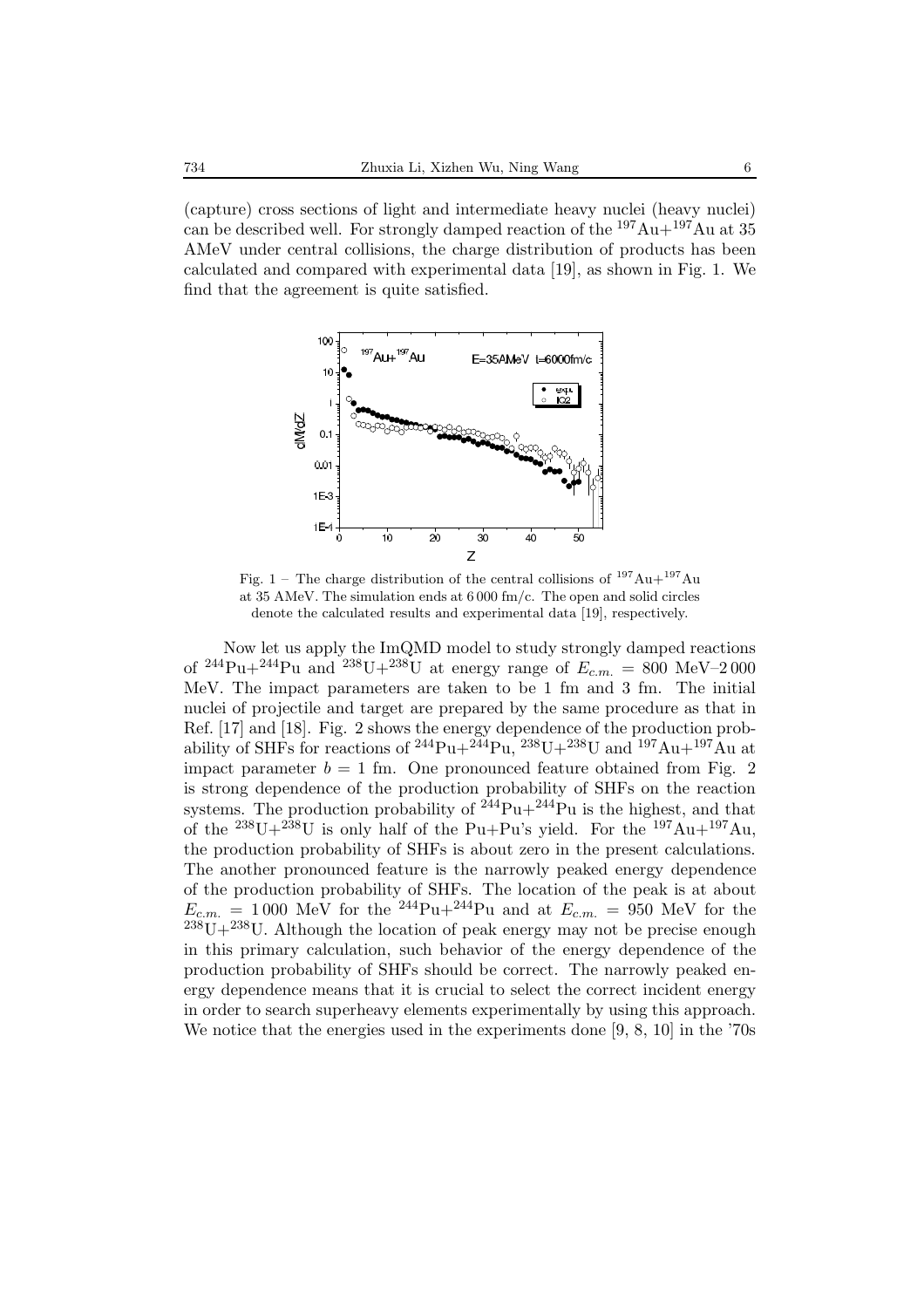(capture) cross sections of light and intermediate heavy nuclei (heavy nuclei) can be described well. For strongly damped reaction of the $^{197}$Au+$^{197}$Au at 35 AMeV under central collisions, the charge distribution of products has been calculated and compared with experimental data [19], as shown in Fig. 1. We find that the agreement is quite satisfied.

Fig. 1 – The charge distribution of the central collisions of $^{197}$Au+$^{197}$Au at 35 AMeV. The simulation ends at 6 000 fm/c. The open and solid circles denote the calculated results and experimental data [19], respectively.

Now let us apply the ImQMD model to study strongly damped reactions of $^{244}$Pu+$^{244}$Pu and $^{238}$U+$^{238}$U at energy range of $E_{c.m.}$ = 800 MeV–2 000 MeV. The impact parameters are taken to be 1 fm and 3 fm. The initial nuclei of projectile and target are prepared by the same procedure as that in Ref. [17] and [18]. Fig. 2 shows the energy dependence of the production probability of SHFs for reactions of $^{244}$Pu+$^{244}$Pu, $^{238}$U+$^{238}$U and $^{197}$Au+$^{197}$Au at impact parameter $b = 1$ fm. One pronounced feature obtained from Fig. 2 is strong dependence of the production probability of SHFs on the reaction systems. The production probability of $^{244}$Pu+$^{244}$Pu is the highest, and that of the $^{238}$U+$^{238}$U is only half of the Pu+Pu's yield. For the $^{197}$Au+$^{197}$Au, the production probability of SHFs is about zero in the present calculations. The another pronounced feature is the narrowly peaked energy dependence of the production probability of SHFs. The location of the peak is at about $E_{c.m.}$ = 1 000 MeV for the $^{244}$Pu+$^{244}$Pu and at $E_{c.m.}$ = 950 MeV for the $^{238}$U+$^{238}$U. Although the location of peak energy may not be precise enough in this primary calculation, such behavior of the energy dependence of the production probability of SHFs should be correct. The narrowly peaked energy dependence means that it is crucial to select the correct incident energy in order to search superheavy elements experimentally by using this approach. We notice that the energies used in the experiments done [9, 8, 10] in the '70s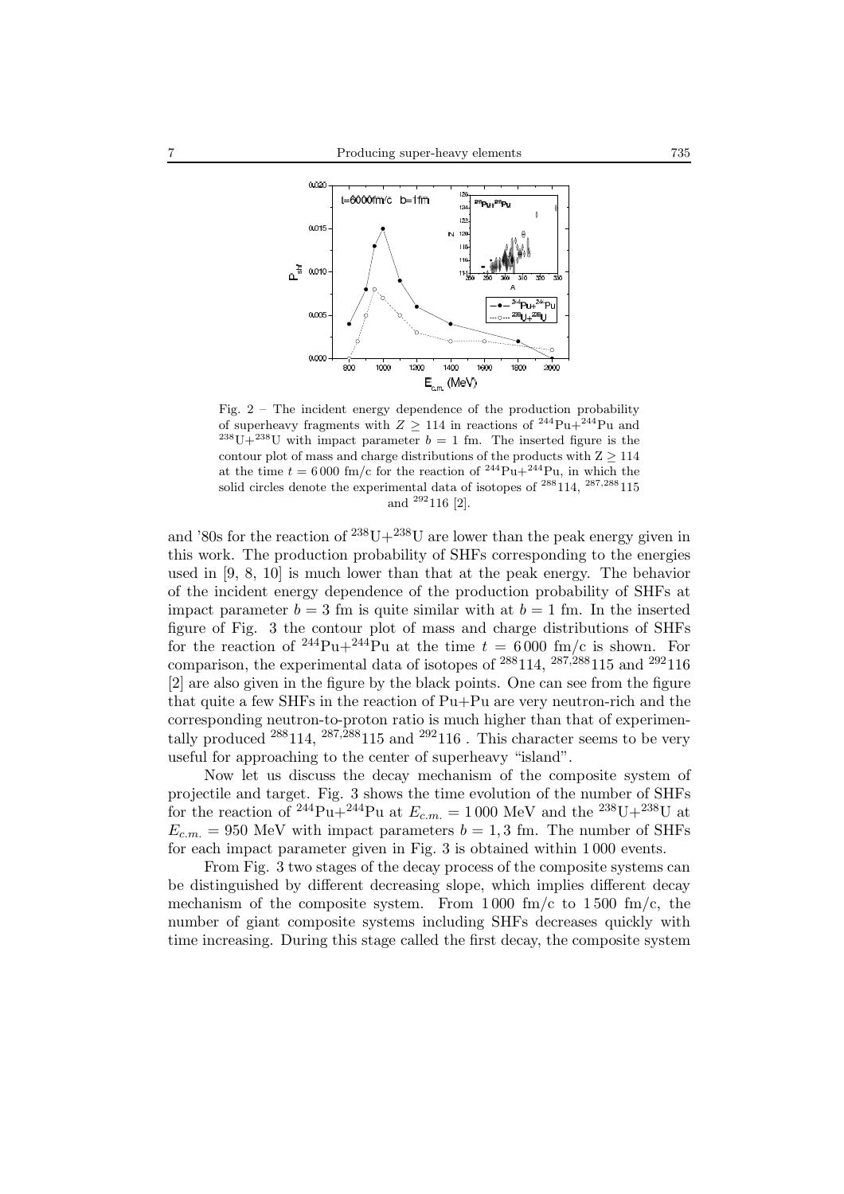Fig. 2 – The incident energy dependence of the production probability of superheavy fragments with $Z \geq 114$ in reactions of $^{244}$Pu+$^{244}$Pu and $^{238}$U+$^{238}$U with impact parameter $b = 1$ fm. The inserted figure is the contour plot of mass and charge distributions of the products with $Z \geq 114$ at the time $t = 6\,000$ fm/c for the reaction of $^{244}$Pu+$^{244}$Pu, in which the solid circles denote the experimental data of isotopes of $^{288}$114, $^{287,288}$115 and $^{292}$116 [2].

and '80s for the reaction of $^{238}$U+$^{238}$U are lower than the peak energy given in this work. The production probability of SHFs corresponding to the energies used in [9, 8, 10] is much lower than that at the peak energy. The behavior of the incident energy dependence of the production probability of SHFs at impact parameter $b = 3$ fm is quite similar with at $b = 1$ fm. In the inserted figure of Fig. 3 the contour plot of mass and charge distributions of SHFs for the reaction of $^{244}$Pu+$^{244}$Pu at the time $t = 6\,000$ fm/c is shown. For comparison, the experimental data of isotopes of $^{288}$114, $^{287,288}$115 and $^{292}$116 [2] are also given in the figure by the black points. One can see from the figure that quite a few SHFs in the reaction of Pu+Pu are very neutron-rich and the corresponding neutron-to-proton ratio is much higher than that of experimentally produced $^{288}$114, $^{287,288}$115 and $^{292}$116 . This character seems to be very useful for approaching to the center of superheavy "island".

Now let us discuss the decay mechanism of the composite system of projectile and target. Fig. 3 shows the time evolution of the number of SHFs for the reaction of $^{244}$Pu+$^{244}$Pu at $E_{c.m.} = 1\,000$ MeV and the $^{238}$U+$^{238}$U at $E_{c.m.} = 950$ MeV with impact parameters $b = 1,3$ fm. The number of SHFs for each impact parameter given in Fig. 3 is obtained within 1 000 events.

From Fig. 3 two stages of the decay process of the composite systems can be distinguished by different decreasing slope, which implies different decay mechanism of the composite system. From 1 000 fm/c to 1 500 fm/c, the number of giant composite systems including SHFs decreases quickly with time increasing. During this stage called the first decay, the composite system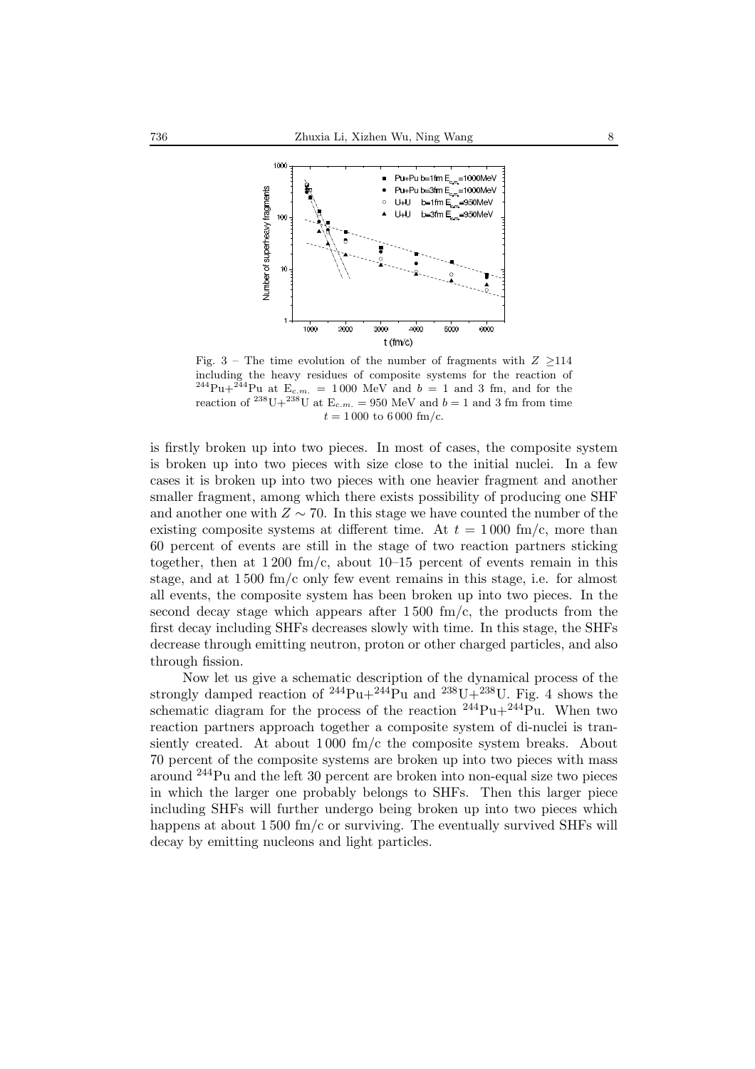Fig. 3 – The time evolution of the number of fragments with $Z \geq 114$ including the heavy residues of composite systems for the reaction of $^{244}$Pu+$^{244}$Pu at $E_{c.m.} = 1\,000$ MeV and $b = 1$ and 3 fm, and for the reaction of $^{238}$U+$^{238}$U at $E_{c.m.} = 950$ MeV and $b = 1$ and 3 fm from time $t = 1\,000$ to $6\,000$ fm/c.

is firstly broken up into two pieces. In most of cases, the composite system is broken up into two pieces with size close to the initial nuclei. In a few cases it is broken up into two pieces with one heavier fragment and another smaller fragment, among which there exists possibility of producing one SHF and another one with $Z \sim 70$. In this stage we have counted the number of the existing composite systems at different time. At $t = 1\,000$ fm/c, more than 60 percent of events are still in the stage of two reaction partners sticking together, then at $1\,200$ fm/c, about 10–15 percent of events remain in this stage, and at $1\,500$ fm/c only few event remains in this stage, i.e. for almost all events, the composite system has been broken up into two pieces. In the second decay stage which appears after $1\,500$ fm/c, the products from the first decay including SHFs decreases slowly with time. In this stage, the SHFs decrease through emitting neutron, proton or other charged particles, and also through fission.

Now let us give a schematic description of the dynamical process of the strongly damped reaction of $^{244}$Pu+$^{244}$Pu and $^{238}$U+$^{238}$U. Fig. 4 shows the schematic diagram for the process of the reaction $^{244}$Pu+$^{244}$Pu. When two reaction partners approach together a composite system of di-nuclei is transiently created. At about $1\,000$ fm/c the composite system breaks. About 70 percent of the composite systems are broken up into two pieces with mass around $^{244}$Pu and the left 30 percent are broken into non-equal size two pieces in which the larger one probably belongs to SHFs. Then this larger piece including SHFs will further undergo being broken up into two pieces which happens at about $1\,500$ fm/c or surviving. The eventually survived SHFs will decay by emitting nucleons and light particles.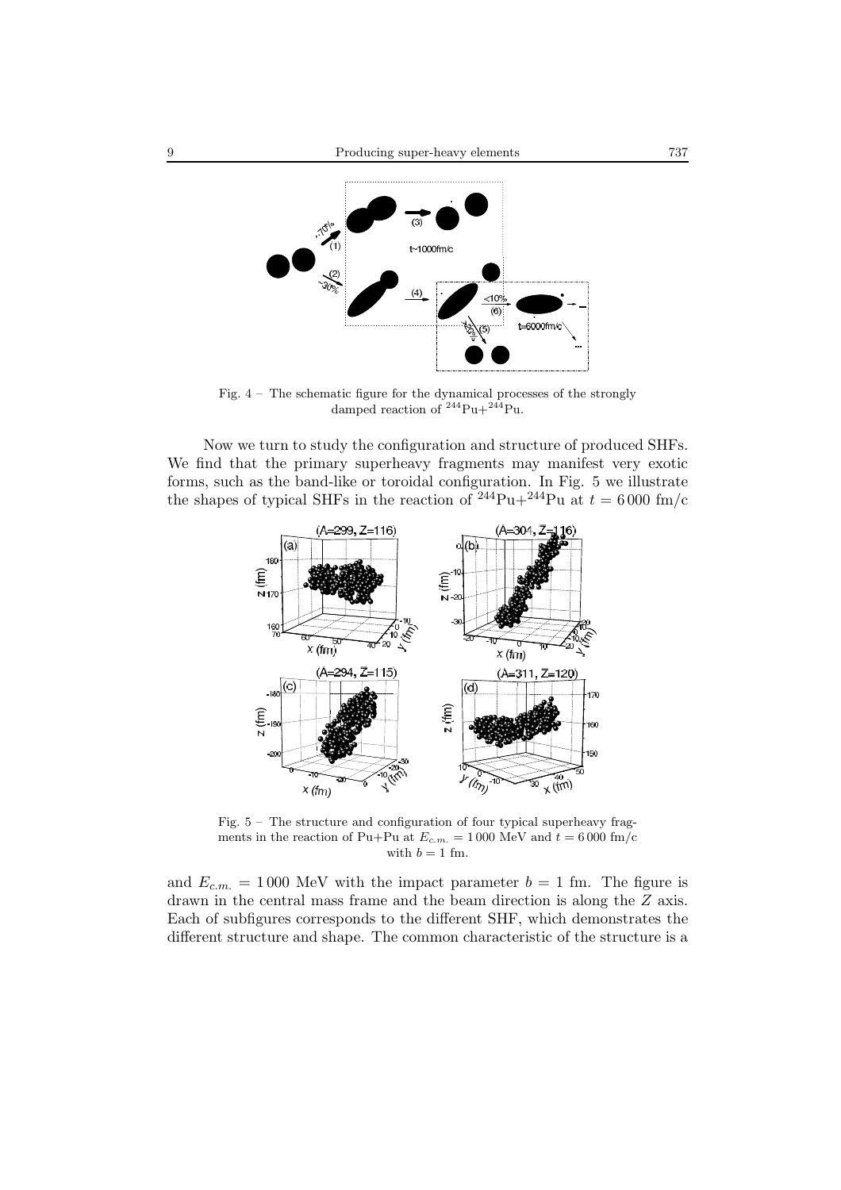Fig. 4 – The schematic figure for the dynamical processes of the strongly damped reaction of $^{244}$Pu+$^{244}$Pu.

Now we turn to study the configuration and structure of produced SHFs. We find that the primary superheavy fragments may manifest very exotic forms, such as the band-like or toroidal configuration. In Fig. 5 we illustrate the shapes of typical SHFs in the reaction of $^{244}$Pu+$^{244}$Pu at $t = 6\,000$ fm/c

Fig. 5 – The structure and configuration of four typical superheavy fragments in the reaction of Pu+Pu at $E_{c.m.} = 1\,000$ MeV and $t = 6\,000$ fm/c with $b = 1$ fm.

and $E_{c.m.} = 1\,000$ MeV with the impact parameter $b = 1$ fm. The figure is drawn in the central mass frame and the beam direction is along the $Z$ axis. Each of subfigures corresponds to the different SHF, which demonstrates the different structure and shape. The common characteristic of the structure is a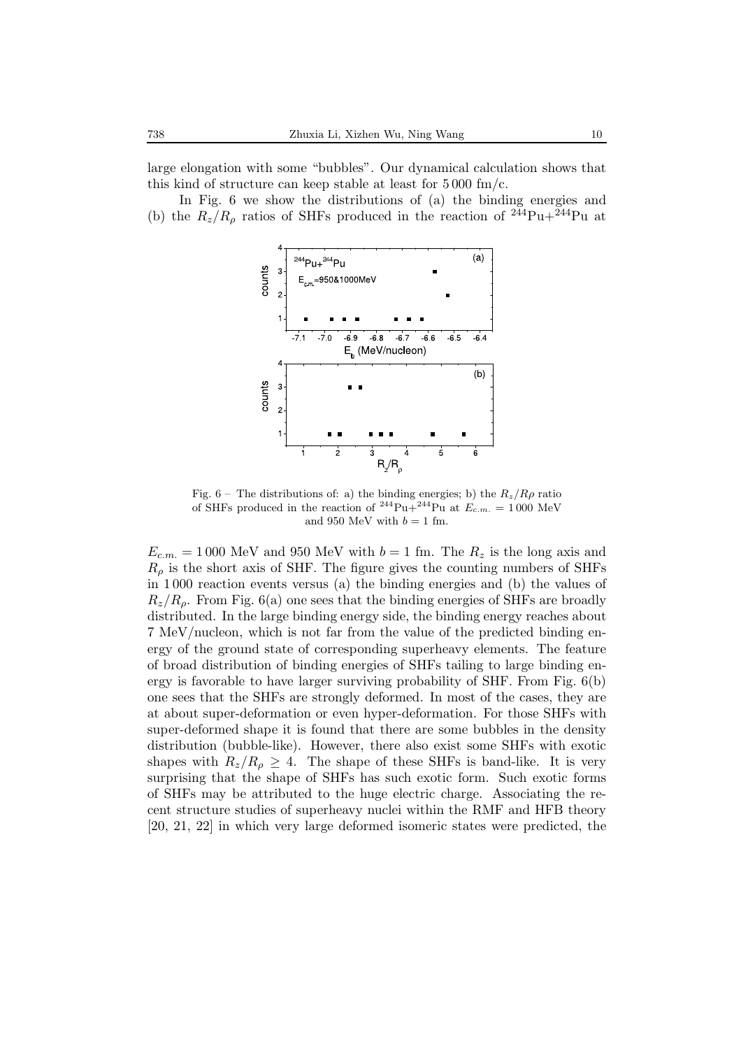large elongation with some "bubbles". Our dynamical calculation shows that this kind of structure can keep stable at least for 5 000 fm/c.

In Fig. 6 we show the distributions of (a) the binding energies and (b) the $R_z/R_\rho$ ratios of SHFs produced in the reaction of $^{244}$Pu+$^{244}$Pu at

Fig. 6 – The distributions of: a) the binding energies; b) the $R_z/R\rho$ ratio of SHFs produced in the reaction of $^{244}$Pu+$^{244}$Pu at $E_{c.m.} = 1\,000$ MeV and 950 MeV with $b = 1$ fm.

$E_{c.m.} = 1\,000$ MeV and 950 MeV with $b = 1$ fm. The $R_z$ is the long axis and $R_\rho$ is the short axis of SHF. The figure gives the counting numbers of SHFs in 1 000 reaction events versus (a) the binding energies and (b) the values of $R_z/R_\rho$. From Fig. 6(a) one sees that the binding energies of SHFs are broadly distributed. In the large binding energy side, the binding energy reaches about 7 MeV/nucleon, which is not far from the value of the predicted binding energy of the ground state of corresponding superheavy elements. The feature of broad distribution of binding energies of SHFs tailing to large binding energy is favorable to have larger surviving probability of SHF. From Fig. 6(b) one sees that the SHFs are strongly deformed. In most of the cases, they are at about super-deformation or even hyper-deformation. For those SHFs with super-deformed shape it is found that there are some bubbles in the density distribution (bubble-like). However, there also exist some SHFs with exotic shapes with $R_z/R_\rho \geq 4$. The shape of these SHFs is band-like. It is very surprising that the shape of SHFs has such exotic form. Such exotic forms of SHFs may be attributed to the huge electric charge. Associating the recent structure studies of superheavy nuclei within the RMF and HFB theory [20, 21, 22] in which very large deformed isomeric states were predicted, the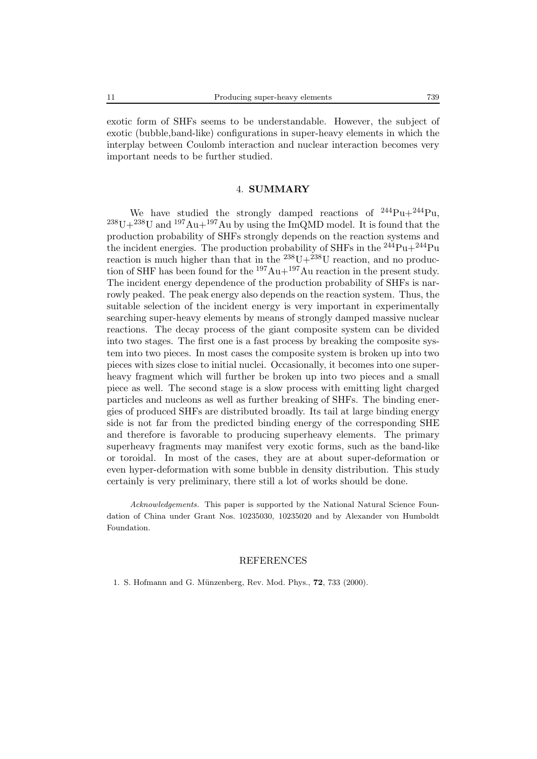exotic form of SHFs seems to be understandable. However, the subject of exotic (bubble,band-like) configurations in super-heavy elements in which the interplay between Coulomb interaction and nuclear interaction becomes very important needs to be further studied.

## 4. SUMMARY

We have studied the strongly damped reactions of $^{244}$Pu+$^{244}$Pu, $^{238}$U+$^{238}$U and $^{197}$Au+$^{197}$Au by using the ImQMD model. It is found that the production probability of SHFs strongly depends on the reaction systems and the incident energies. The production probability of SHFs in the $^{244}$Pu+$^{244}$Pu reaction is much higher than that in the $^{238}$U+$^{238}$U reaction, and no production of SHF has been found for the $^{197}$Au+$^{197}$Au reaction in the present study. The incident energy dependence of the production probability of SHFs is narrowly peaked. The peak energy also depends on the reaction system. Thus, the suitable selection of the incident energy is very important in experimentally searching super-heavy elements by means of strongly damped massive nuclear reactions. The decay process of the giant composite system can be divided into two stages. The first one is a fast process by breaking the composite system into two pieces. In most cases the composite system is broken up into two pieces with sizes close to initial nuclei. Occasionally, it becomes into one superheavy fragment which will further be broken up into two pieces and a small piece as well. The second stage is a slow process with emitting light charged particles and nucleons as well as further breaking of SHFs. The binding energies of produced SHFs are distributed broadly. Its tail at large binding energy side is not far from the predicted binding energy of the corresponding SHE and therefore is favorable to producing superheavy elements. The primary superheavy fragments may manifest very exotic forms, such as the band-like or toroidal. In most of the cases, they are at about super-deformation or even hyper-deformation with some bubble in density distribution. This study certainly is very preliminary, there still a lot of works should be done.

*Acknowledgements.* This paper is supported by the National Natural Science Foundation of China under Grant Nos. 10235030, 10235020 and by Alexander von Humboldt Foundation.

## REFERENCES

1. S. Hofmann and G. Münzenberg, Rev. Mod. Phys., **72**, 733 (2000).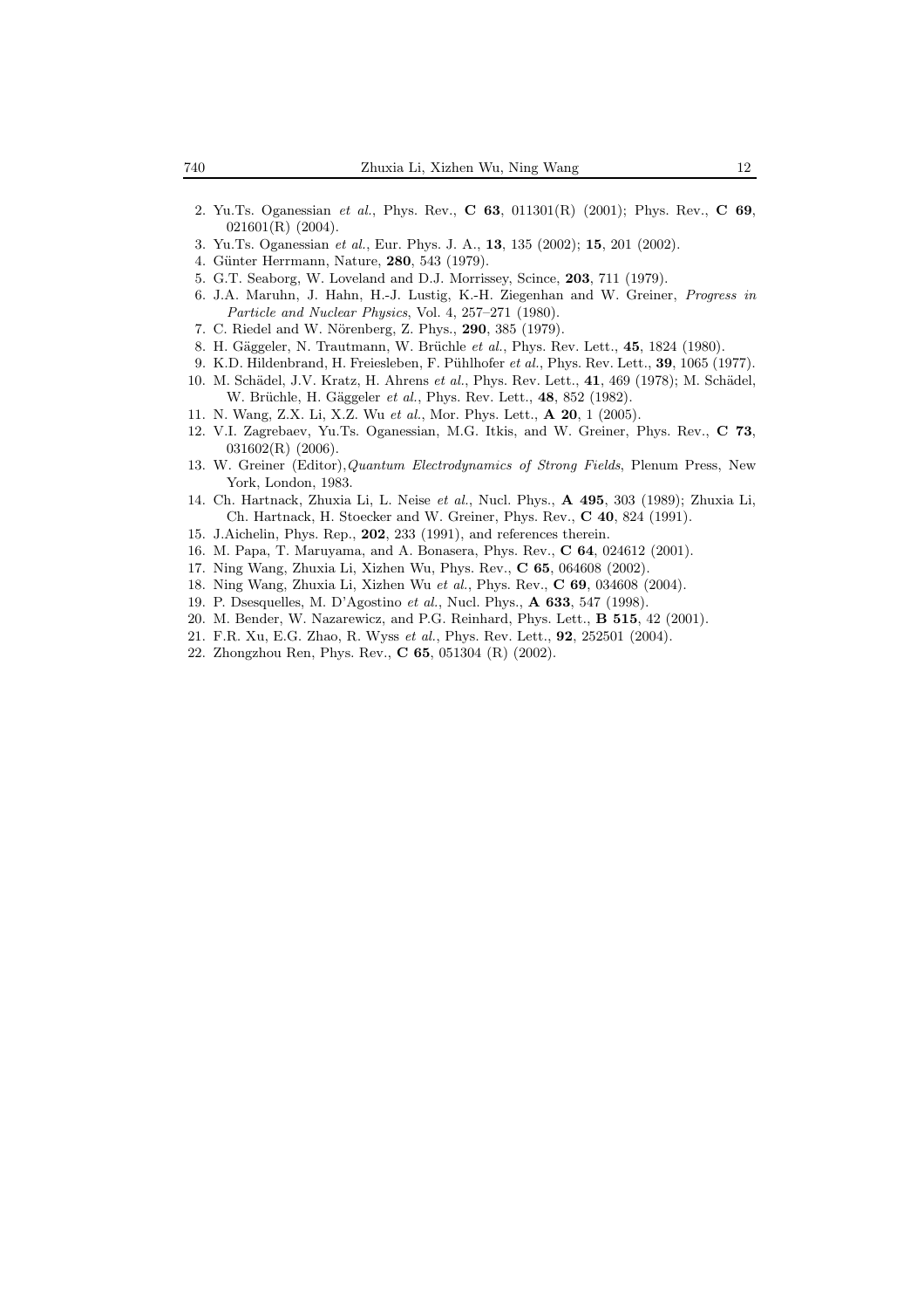2. Yu.Ts. Oganessian *et al.*, Phys. Rev., **C 63**, 011301(R) (2001); Phys. Rev., **C 69**, 021601(R) (2004).
3. Yu.Ts. Oganessian *et al.*, Eur. Phys. J. A., **13**, 135 (2002); **15**, 201 (2002).
4. Günter Herrmann, Nature, **280**, 543 (1979).
5. G.T. Seaborg, W. Loveland and D.J. Morrissey, Scince, **203**, 711 (1979).
6. J.A. Maruhn, J. Hahn, H.-J. Lustig, K.-H. Ziegenhan and W. Greiner, *Progress in Particle and Nuclear Physics*, Vol. 4, 257–271 (1980).
7. C. Riedel and W. Nörenberg, Z. Phys., **290**, 385 (1979).
8. H. Gäggeler, N. Trautmann, W. Brüchle *et al.*, Phys. Rev. Lett., **45**, 1824 (1980).
9. K.D. Hildenbrand, H. Freiesleben, F. Pühlhofer *et al.*, Phys. Rev. Lett., **39**, 1065 (1977).
10. M. Schädel, J.V. Kratz, H. Ahrens *et al.*, Phys. Rev. Lett., **41**, 469 (1978); M. Schädel, W. Brüchle, H. Gäggeler *et al.*, Phys. Rev. Lett., **48**, 852 (1982).
11. N. Wang, Z.X. Li, X.Z. Wu *et al.*, Mor. Phys. Lett., **A 20**, 1 (2005).
12. V.I. Zagrebaev, Yu.Ts. Oganessian, M.G. Itkis, and W. Greiner, Phys. Rev., **C 73**, 031602(R) (2006).
13. W. Greiner (Editor),*Quantum Electrodynamics of Strong Fields*, Plenum Press, New York, London, 1983.
14. Ch. Hartnack, Zhuxia Li, L. Neise *et al.*, Nucl. Phys., **A 495**, 303 (1989); Zhuxia Li, Ch. Hartnack, H. Stoecker and W. Greiner, Phys. Rev., **C 40**, 824 (1991).
15. J.Aichelin, Phys. Rep., **202**, 233 (1991), and references therein.
16. M. Papa, T. Maruyama, and A. Bonasera, Phys. Rev., **C 64**, 024612 (2001).
17. Ning Wang, Zhuxia Li, Xizhen Wu, Phys. Rev., **C 65**, 064608 (2002).
18. Ning Wang, Zhuxia Li, Xizhen Wu *et al.*, Phys. Rev., **C 69**, 034608 (2004).
19. P. Dsesquelles, M. D'Agostino *et al.*, Nucl. Phys., **A 633**, 547 (1998).
20. M. Bender, W. Nazarewicz, and P.G. Reinhard, Phys. Lett., **B 515**, 42 (2001).
21. F.R. Xu, E.G. Zhao, R. Wyss *et al.*, Phys. Rev. Lett., **92**, 252501 (2004).
22. Zhongzhou Ren, Phys. Rev., **C 65**, 051304 (R) (2002).